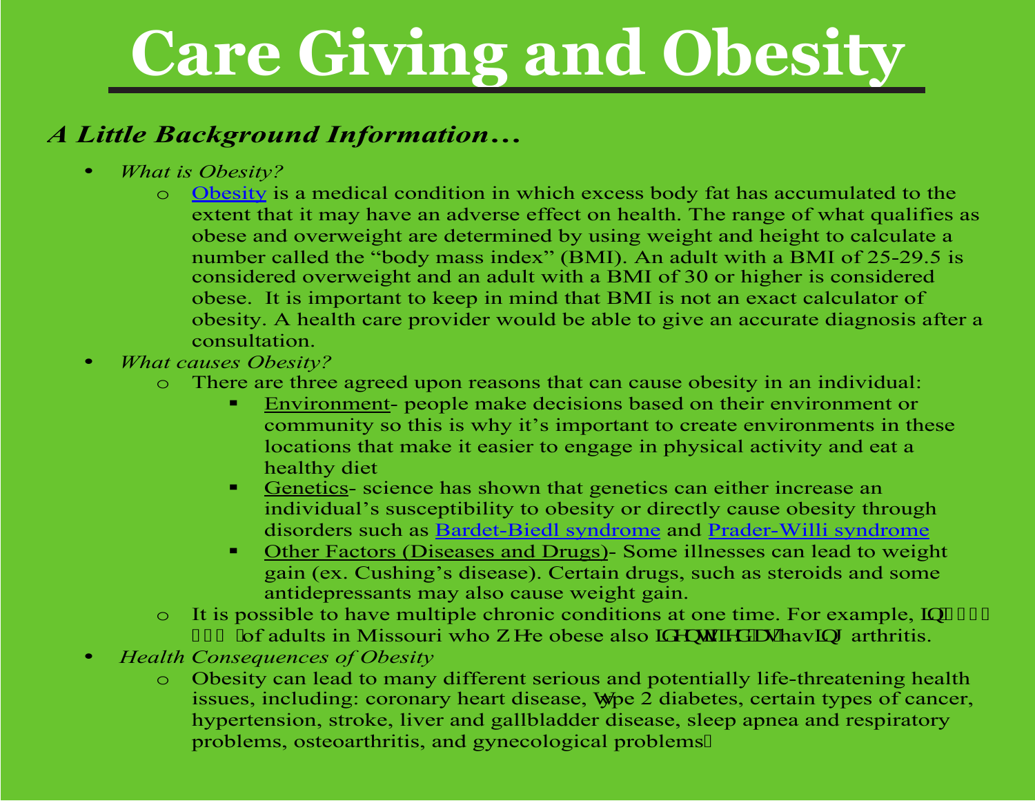# Care Giving and Obesity

## *A Little Background Information…*

- *What is Obesity?*
  - Obesity is a medical condition in which excess body fat has accumulated to the extent that it may have an adverse effect on health. The range of what qualifies as obese and overweight are determined by using weight and height to calculate a number called the "body mass index" (BMI). An adult with a BMI of 25-29.5 is considered overweight and an adult with a BMI of 30 or higher is considered obese. It is important to keep in mind that BMI is not an exact calculator of obesity. A health care provider would be able to give an accurate diagnosis after a consultation.
- *What causes Obesity?*
  - There are three agreed upon reasons that can cause obesity in an individual:
    - Environment- people make decisions based on their environment or community so this is why it's important to create environments in these locations that make it easier to engage in physical activity and eat a healthy diet
    - Genetics- science has shown that genetics can either increase an individual's susceptibility to obesity or directly cause obesity through disorders such as Bardet-Biedl syndrome and Prader-Willi syndrome
    - Other Factors (Diseases and Drugs)- Some illnesses can lead to weight gain (ex. Cushing's disease). Certain drugs, such as steroids and some antidepressants may also cause weight gain.
  - It is possible to have multiple chronic conditions at one time. For example, in of adults in Missouri who are obese also identified as having arthritis.
- *Health Consequences of Obesity*
  - Obesity can lead to many different serious and potentially life-threatening health issues, including: coronary heart disease, type 2 diabetes, certain types of cancer, hypertension, stroke, liver and gallbladder disease, sleep apnea and respiratory problems, osteoarthritis, and gynecological problems.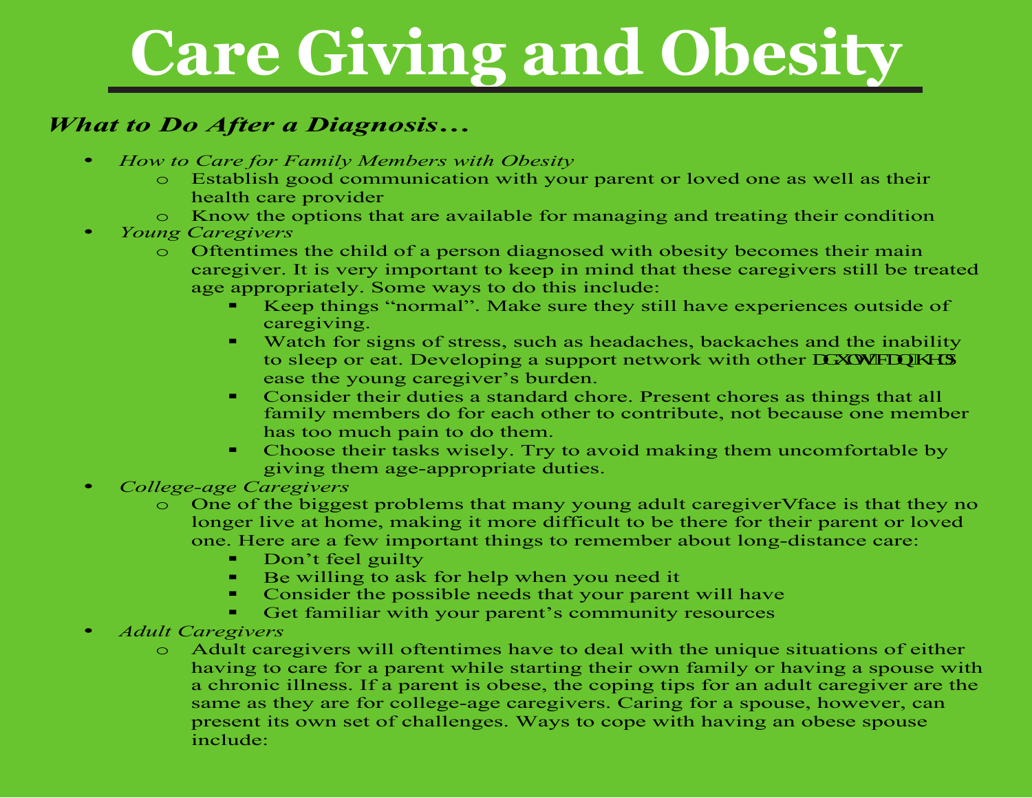# Care Giving and Obesity

## *What to Do After a Diagnosis…*

- *How to Care for Family Members with Obesity*
  - Establish good communication with your parent or loved one as well as their health care provider
  - Know the options that are available for managing and treating their condition
- *Young Caregivers*
  - Oftentimes the child of a person diagnosed with obesity becomes their main caregiver. It is very important to keep in mind that these caregivers still be treated age appropriately. Some ways to do this include:
    - Keep things "normal". Make sure they still have experiences outside of caregiving.
    - Watch for signs of stress, such as headaches, backaches and the inability to sleep or eat. Developing a support network with other DGXOWFDUHJLYHUVFDQKHOS ease the young caregiver's burden.
    - Consider their duties a standard chore. Present chores as things that all family members do for each other to contribute, not because one member has too much pain to do them.
    - Choose their tasks wisely. Try to avoid making them uncomfortable by giving them age-appropriate duties.
- *College-age Caregivers*
  - One of the biggest problems that many young adult caregiverVface is that they no longer live at home, making it more difficult to be there for their parent or loved one. Here are a few important things to remember about long-distance care:
    - Don't feel guilty
    - Be willing to ask for help when you need it
    - Consider the possible needs that your parent will have
    - Get familiar with your parent's community resources
- *Adult Caregivers*
  - Adult caregivers will oftentimes have to deal with the unique situations of either having to care for a parent while starting their own family or having a spouse with a chronic illness. If a parent is obese, the coping tips for an adult caregiver are the same as they are for college-age caregivers. Caring for a spouse, however, can present its own set of challenges. Ways to cope with having an obese spouse include: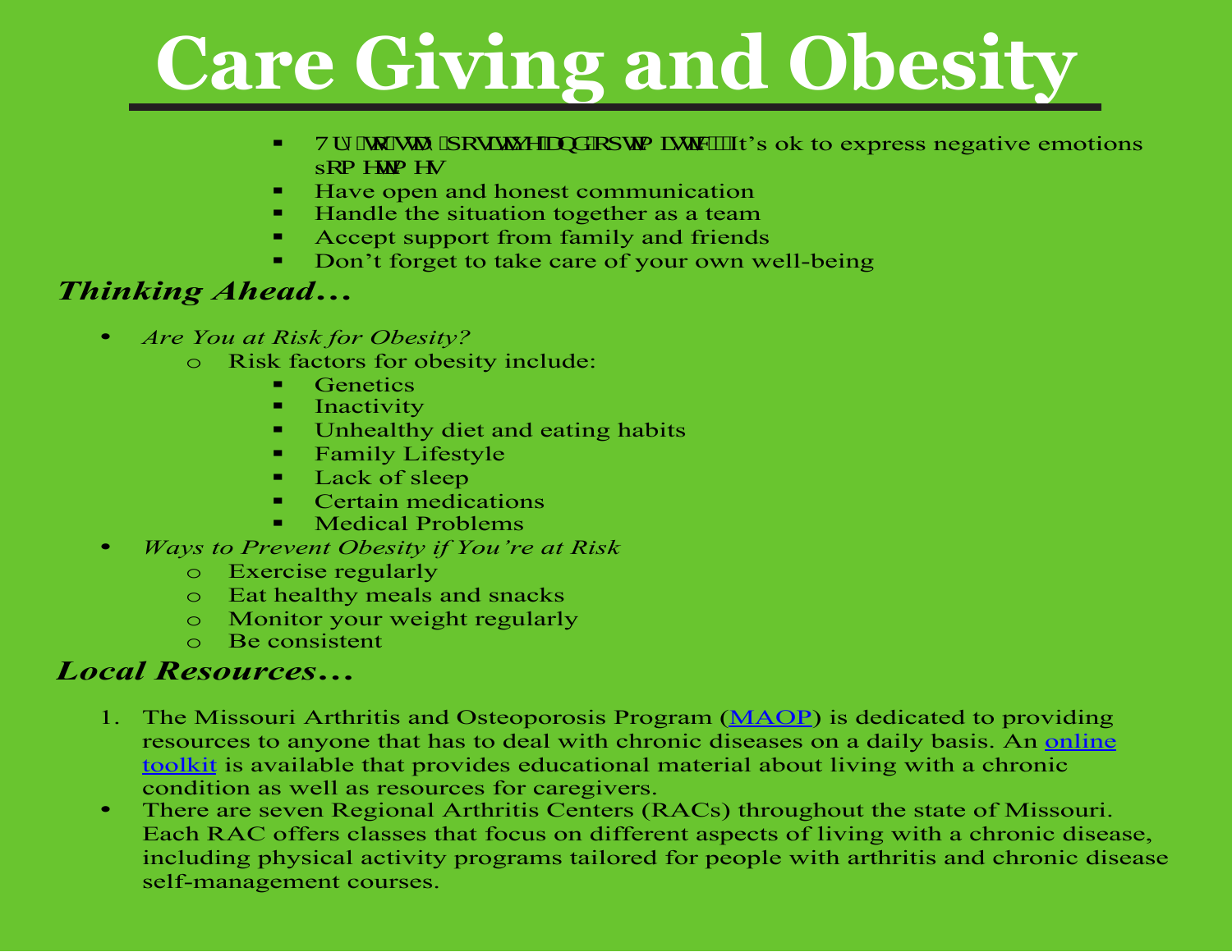# Care Giving and Obesity

- Try to stay positive and optimistic… It's ok to express negative emotions sometimes
- Have open and honest communication
- Handle the situation together as a team
- Accept support from family and friends
- Don't forget to take care of your own well-being

## *Thinking Ahead…*

- *Are You at Risk for Obesity?*
  - Risk factors for obesity include:
    - Genetics
    - Inactivity
    - Unhealthy diet and eating habits
    - Family Lifestyle
    - Lack of sleep
    - Certain medications
    - Medical Problems
- *Ways to Prevent Obesity if You're at Risk*
  - Exercise regularly
  - Eat healthy meals and snacks
  - Monitor your weight regularly
  - Be consistent

## *Local Resources…*

1. The Missouri Arthritis and Osteoporosis Program (MAOP) is dedicated to providing resources to anyone that has to deal with chronic diseases on a daily basis. An online toolkit is available that provides educational material about living with a chronic condition as well as resources for caregivers.

- There are seven Regional Arthritis Centers (RACs) throughout the state of Missouri. Each RAC offers classes that focus on different aspects of living with a chronic disease, including physical activity programs tailored for people with arthritis and chronic disease self-management courses.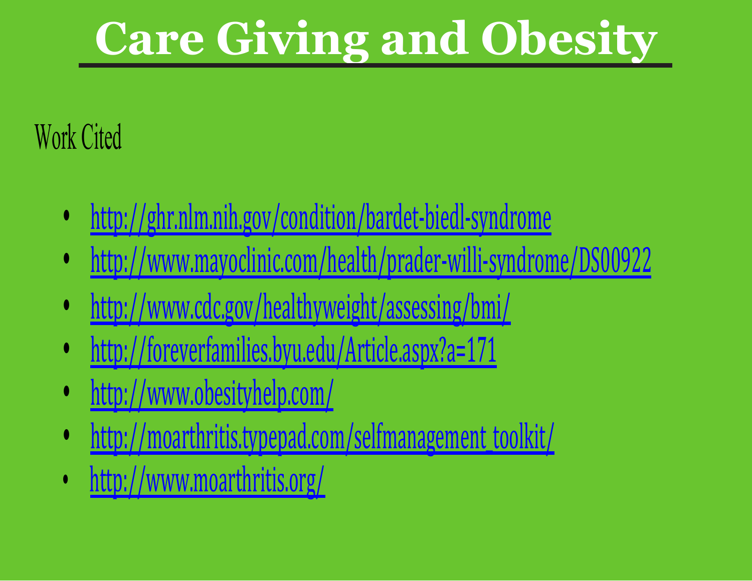# Care Giving and Obesity

Work Cited

- http://ghr.nlm.nih.gov/condition/bardet-biedl-syndrome
- http://www.mayoclinic.com/health/prader-willi-syndrome/DS00922
- http://www.cdc.gov/healthyweight/assessing/bmi/
- http://foreverfamilies.byu.edu/Article.aspx?a=171
- http://www.obesityhelp.com/
- http://moarthritis.typepad.com/selfmanagement_toolkit/
- http://www.moarthritis.org/